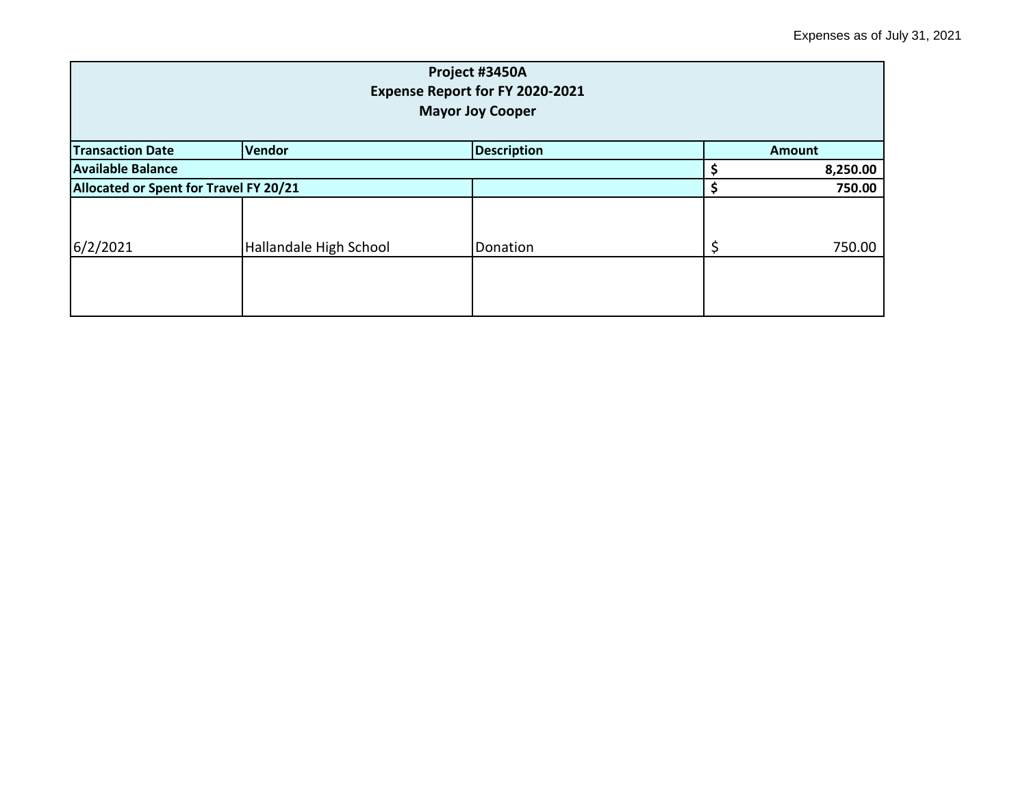Expenses as of July 31, 2021

| Project #3450A<br>Expense Report for FY 2020-2021<br>Mayor Joy Cooper | | | |
|---|---|---|---|
| **Transaction Date** | **Vendor** | **Description** | **Amount** |
| **Available Balance** | | | **$ 8,250.00** |
| **Allocated or Spent for Travel FY 20/21** | | | **$ 750.00** |
| 6/2/2021 | Hallandale High School | Donation | $ 750.00 |
| | | | |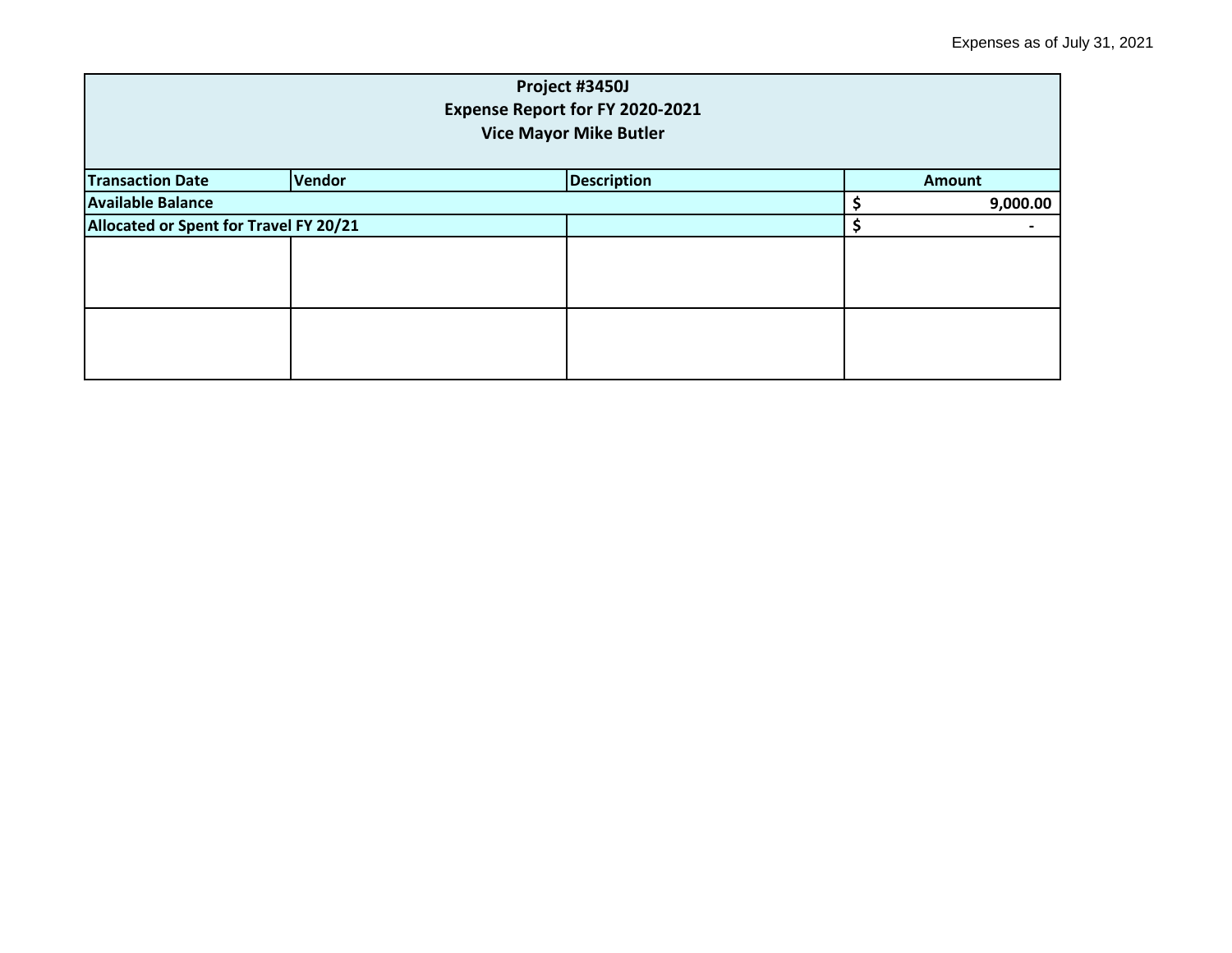Expenses as of July 31, 2021

| Project #3450J<br>Expense Report for FY 2020-2021<br>Vice Mayor Mike Butler | | | |
|---|---|---|---|
| **Transaction Date** | **Vendor** | **Description** | **Amount** |
| **Available Balance** | | | **$ 9,000.00** |
| **Allocated or Spent for Travel FY 20/21** | | | **$ -** |
| | | | |
| | | | |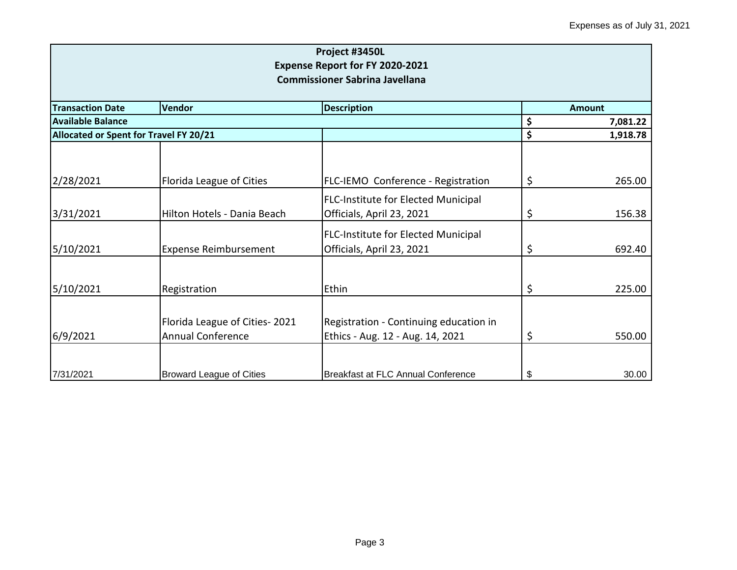Expenses as of July 31, 2021

| Project #3450L<br>Expense Report for FY 2020-2021<br>Commissioner Sabrina Javellana | | | |
|---|---|---|---|
| **Transaction Date** | **Vendor** | **Description** | **Amount** |
| **Available Balance** | | | **$ 7,081.22** |
| **Allocated or Spent for Travel FY 20/21** | | | **$ 1,918.78** |
| 2/28/2021 | Florida League of Cities | FLC-IEMO Conference - Registration | $ 265.00 |
| 3/31/2021 | Hilton Hotels - Dania Beach | FLC-Institute for Elected Municipal Officials, April 23, 2021 | $ 156.38 |
| 5/10/2021 | Expense Reimbursement | FLC-Institute for Elected Municipal Officials, April 23, 2021 | $ 692.40 |
| 5/10/2021 | Registration | Ethin | $ 225.00 |
| 6/9/2021 | Florida League of Cities- 2021 Annual Conference | Registration - Continuing education in Ethics - Aug. 12 - Aug. 14, 2021 | $ 550.00 |
| 7/31/2021 | Broward League of Cities | Breakfast at FLC Annual Conference | $ 30.00 |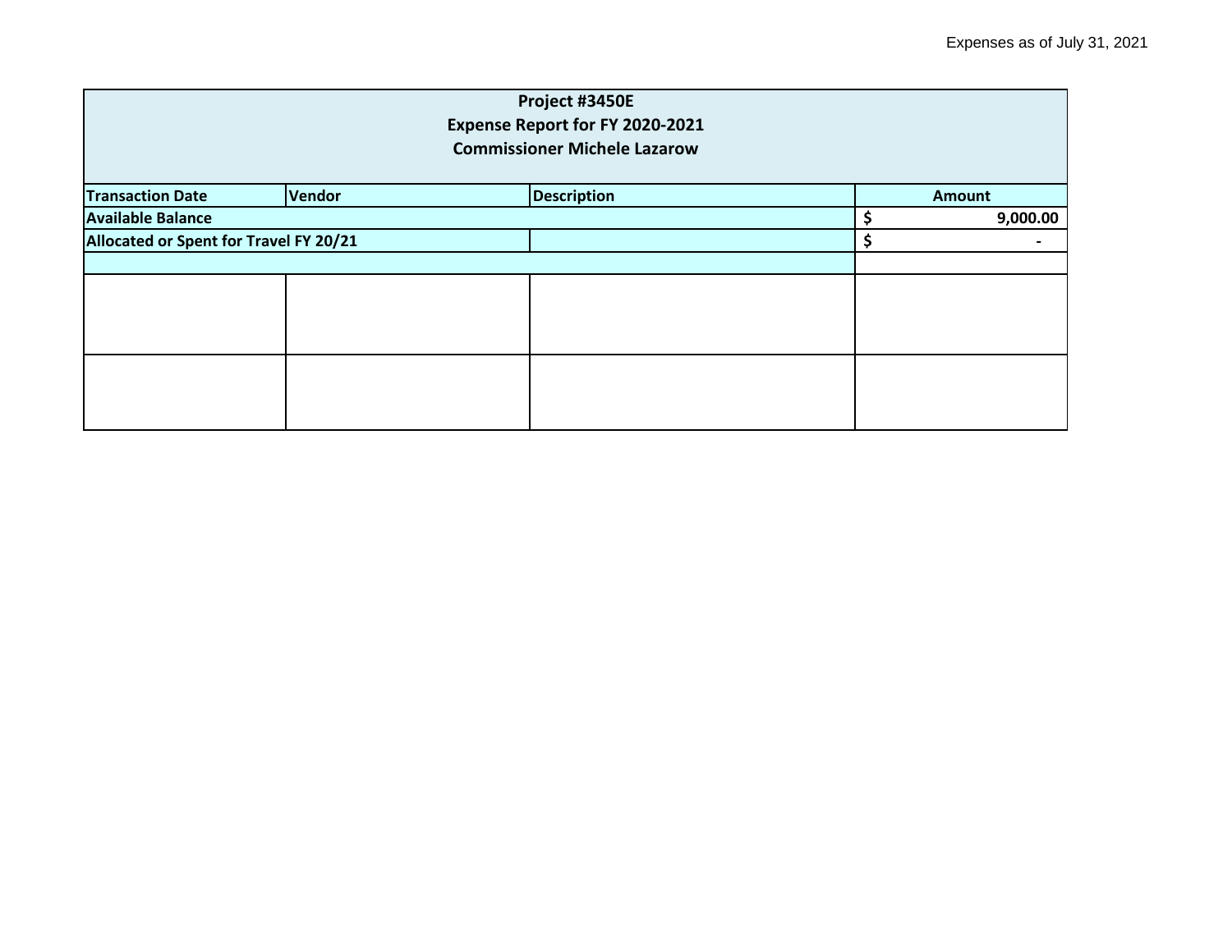Expenses as of July 31, 2021

| Project #3450E<br>Expense Report for FY 2020-2021<br>Commissioner Michele Lazarow | | | |
|---|---|---|---|
| **Transaction Date** | **Vendor** | **Description** | **Amount** |
| **Available Balance** | | | **$ 9,000.00** |
| **Allocated or Spent for Travel FY 20/21** | | | **$ -** |
| | | | |
| | | | |
| | | | |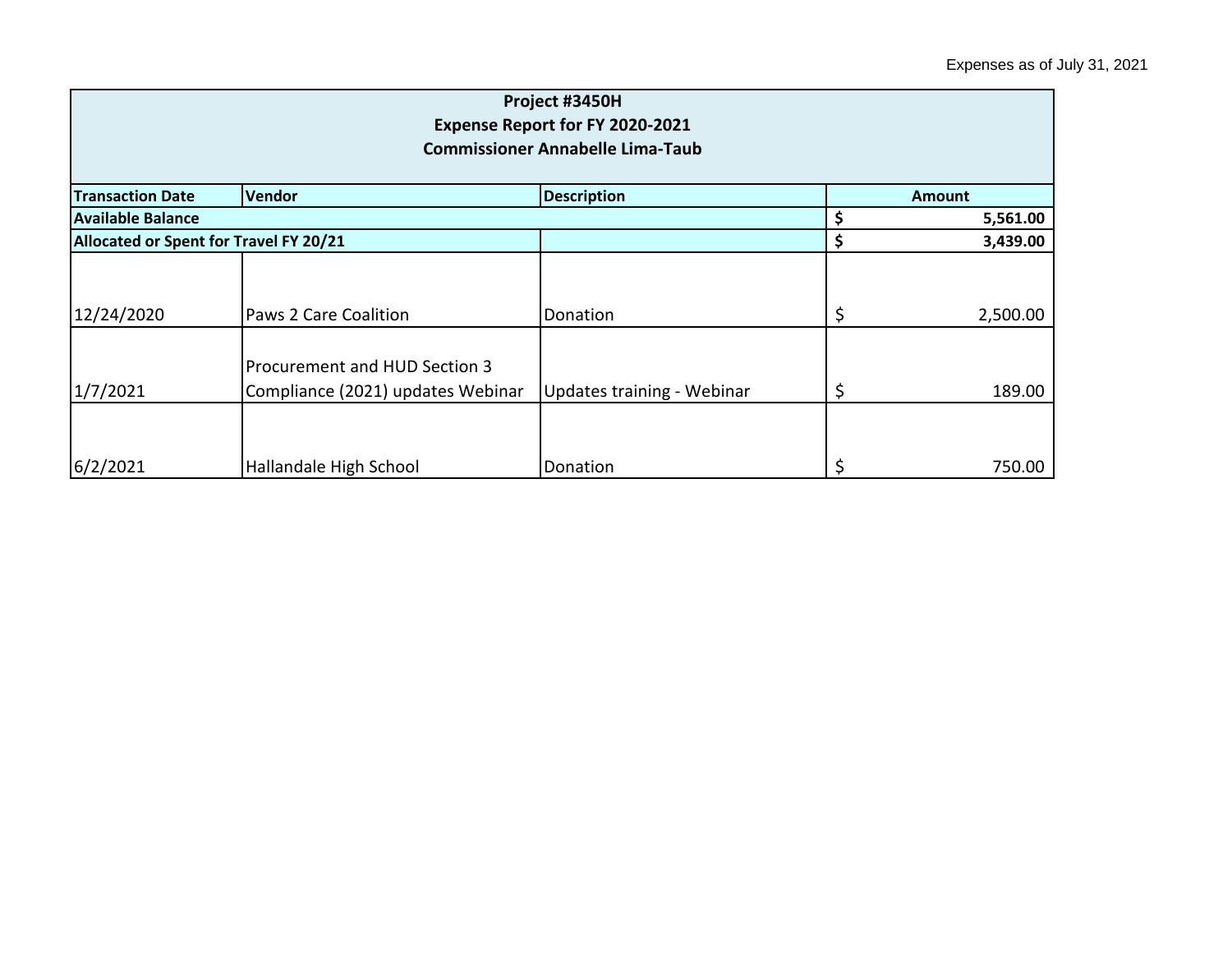Expenses as of July 31, 2021

| **Project #3450H<br>Expense Report for FY 2020-2021<br>Commissioner Annabelle Lima-Taub** | | | |
|---|---|---|---|
| **Transaction Date** | **Vendor** | **Description** | **Amount** |
| **Available Balance** | | | **$ 5,561.00** |
| **Allocated or Spent for Travel FY 20/21** | | | **$ 3,439.00** |
| 12/24/2020 | Paws 2 Care Coalition | Donation | $ 2,500.00 |
| 1/7/2021 | Procurement and HUD Section 3 Compliance (2021) updates Webinar | Updates training - Webinar | $ 189.00 |
| 6/2/2021 | Hallandale High School | Donation | $ 750.00 |